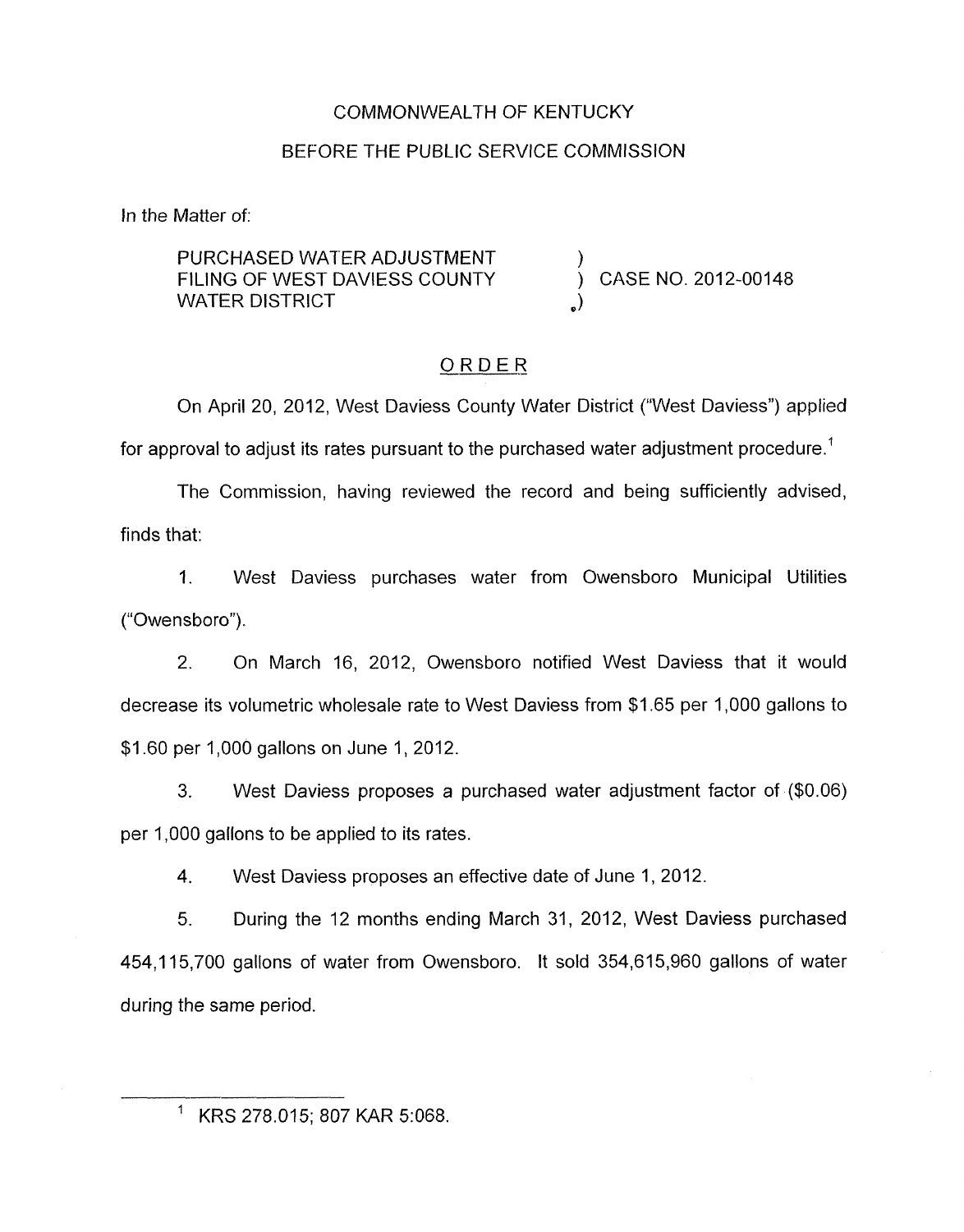COMMONWEALTH OF KENTUCKY

BEFORE THE PUBLIC SERVICE COMMISSION

In the Matter of:

| | | |
|---|---|---|
| PURCHASED WATER ADJUSTMENT FILING OF WEST DAVIESS COUNTY WATER DISTRICT | ) ) ) | CASE NO. 2012-00148 |

## ORDER

On April 20, 2012, West Daviess County Water District ("West Daviess") applied for approval to adjust its rates pursuant to the purchased water adjustment procedure.[1]

The Commission, having reviewed the record and being sufficiently advised, finds that:

1. West Daviess purchases water from Owensboro Municipal Utilities ("Owensboro").

2. On March 16, 2012, Owensboro notified West Daviess that it would decrease its volumetric wholesale rate to West Daviess from $1.65 per 1,000 gallons to $1.60 per 1,000 gallons on June 1, 2012.

3. West Daviess proposes a purchased water adjustment factor of ($0.06) per 1,000 gallons to be applied to its rates.

4. West Daviess proposes an effective date of June 1, 2012.

5. During the 12 months ending March 31, 2012, West Daviess purchased 454,115,700 gallons of water from Owensboro. It sold 354,615,960 gallons of water during the same period.

---

[1] KRS 278.015; 807 KAR 5:068.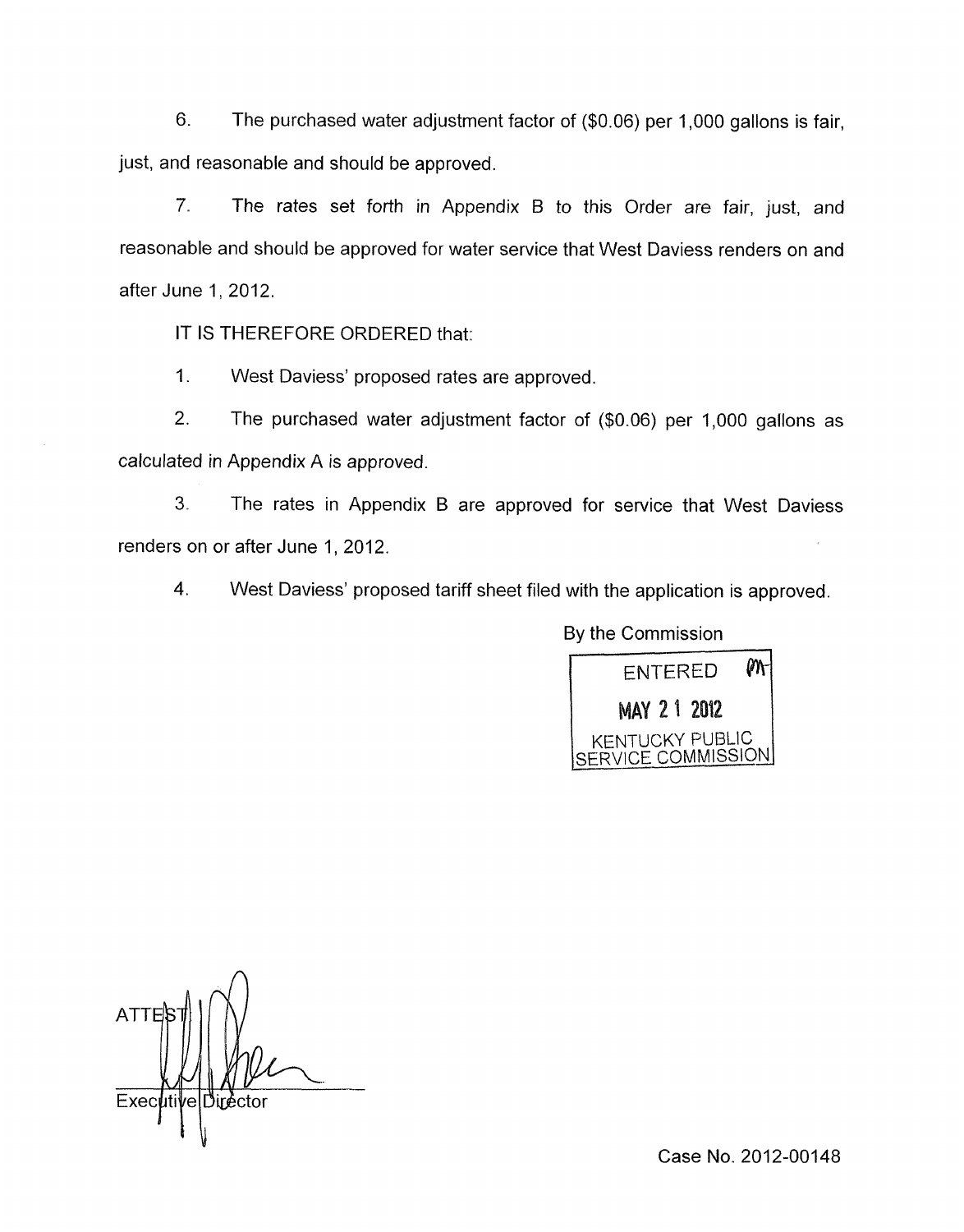6. The purchased water adjustment factor of ($0.06) per 1,000 gallons is fair, just, and reasonable and should be approved.

7. The rates set forth in Appendix B to this Order are fair, just, and reasonable and should be approved for water service that West Daviess renders on and after June 1, 2012.

IT IS THEREFORE ORDERED that:

1. West Daviess' proposed rates are approved.

2. The purchased water adjustment factor of ($0.06) per 1,000 gallons as calculated in Appendix A is approved.

3. The rates in Appendix B are approved for service that West Daviess renders on or after June 1, 2012.

4. West Daviess' proposed tariff sheet filed with the application is approved.

By the Commission

ENTERED
MAY 21 2012
KENTUCKY PUBLIC SERVICE COMMISSION

ATTEST:

Executive Director

Case No. 2012-00148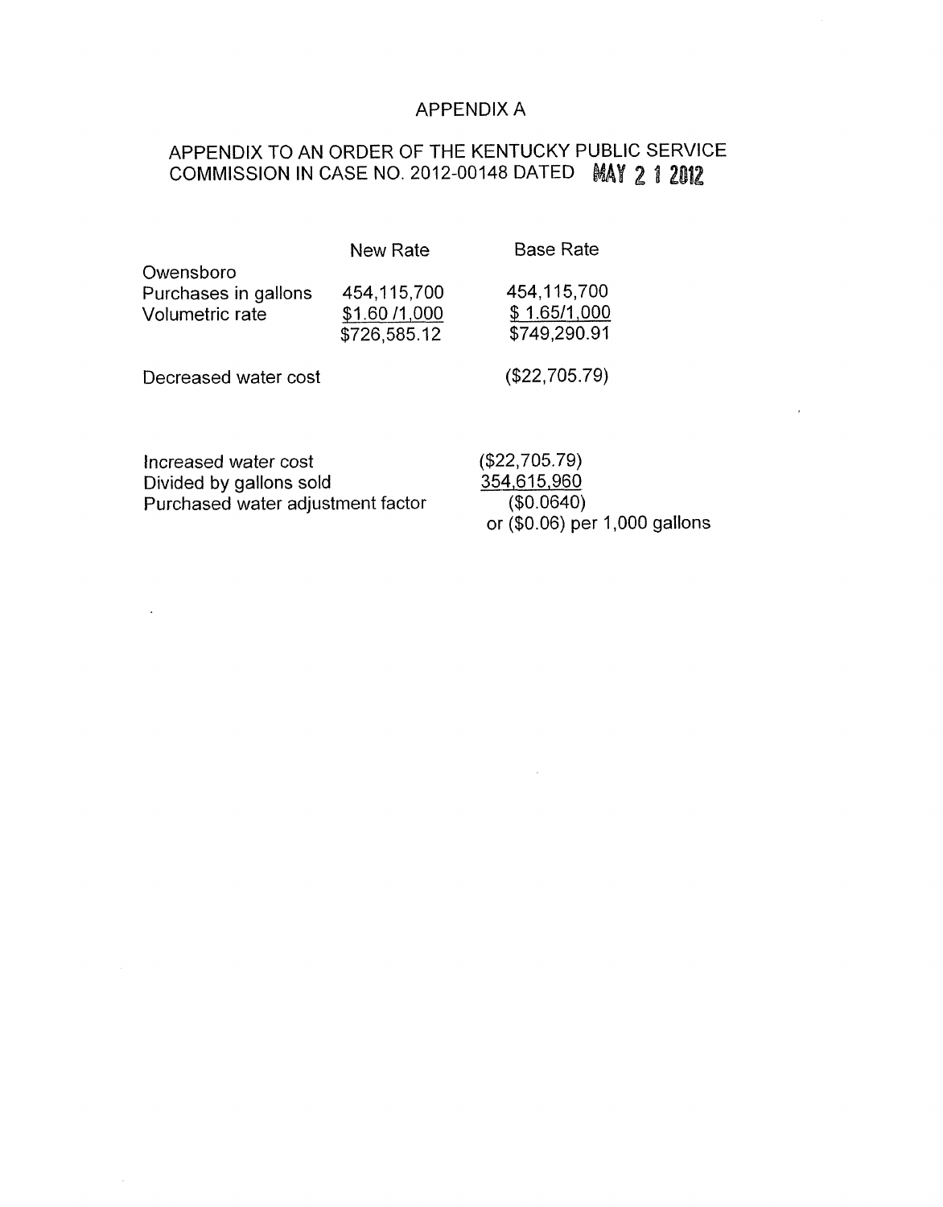# APPENDIX A

## APPENDIX TO AN ORDER OF THE KENTUCKY PUBLIC SERVICE COMMISSION IN CASE NO. 2012-00148 DATED MAY 21 2012

| | New Rate | Base Rate |
|---|---|---|
| Owensboro | | |
| Purchases in gallons | 454,115,700 | 454,115,700 |
| Volumetric rate | $1.60 /1,000 | $ 1.65/1,000 |
| | $726,585.12 | $749,290.91 |
| Decreased water cost | | ($22,705.79) |

| | |
|---|---|
| Increased water cost | ($22,705.79) |
| Divided by gallons sold | 354,615,960 |
| Purchased water adjustment factor | ($0.0640) |
| | or ($0.06) per 1,000 gallons |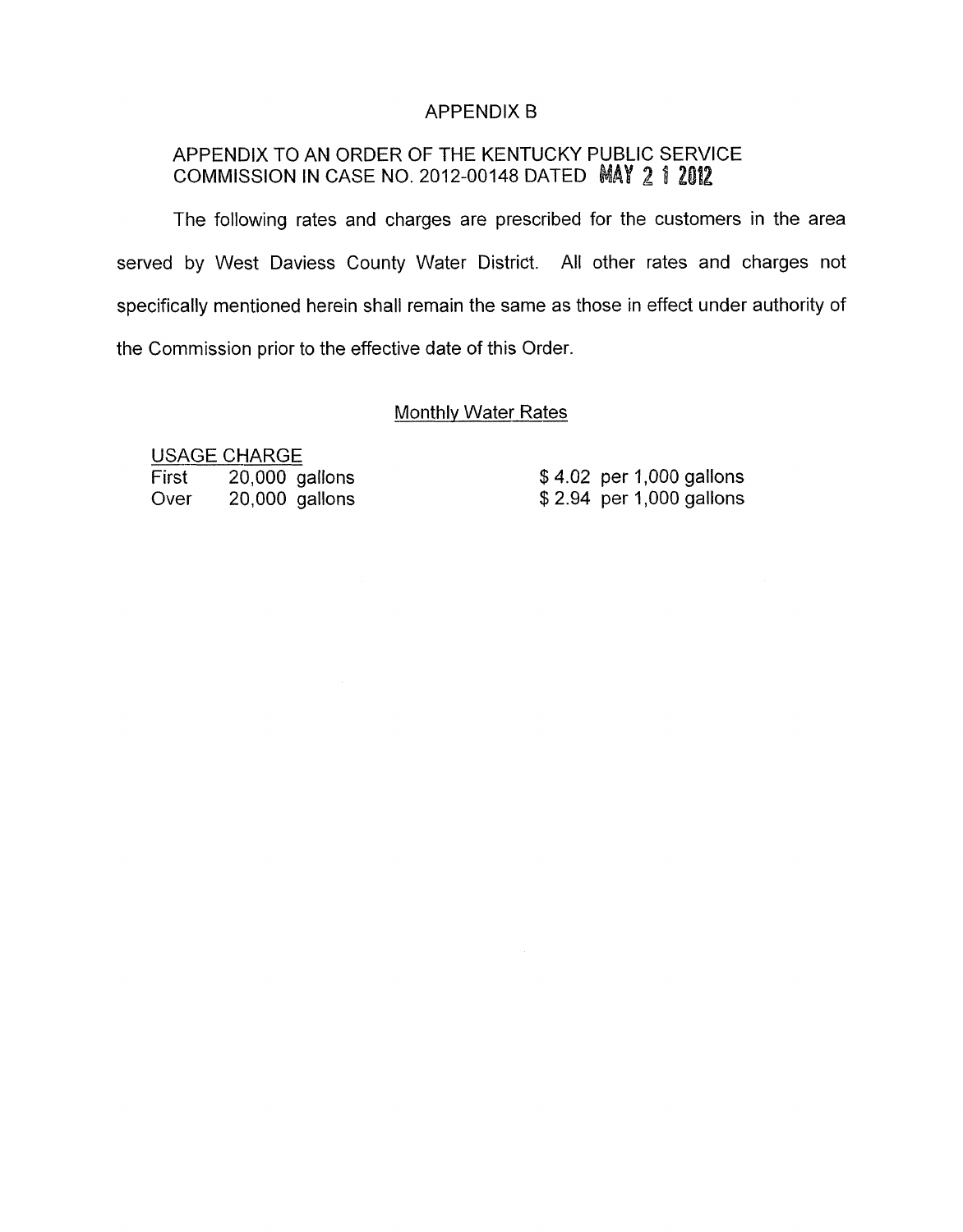# APPENDIX B

## APPENDIX TO AN ORDER OF THE KENTUCKY PUBLIC SERVICE COMMISSION IN CASE NO. 2012-00148 DATED MAY 2 1 2012

The following rates and charges are prescribed for the customers in the area served by West Daviess County Water District. All other rates and charges not specifically mentioned herein shall remain the same as those in effect under authority of the Commission prior to the effective date of this Order.

### Monthly Water Rates

USAGE CHARGE

| | | |
|---|---|---|
| First | 20,000 gallons | $ 4.02 per 1,000 gallons |
| Over | 20,000 gallons | $ 2.94 per 1,000 gallons |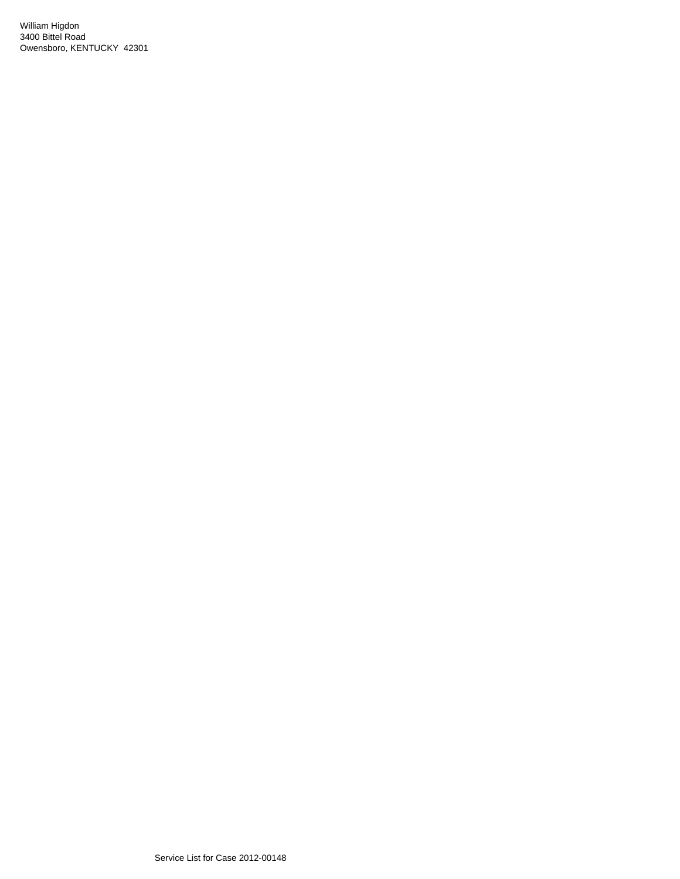William Higdon
3400 Bittel Road
Owensboro, KENTUCKY  42301